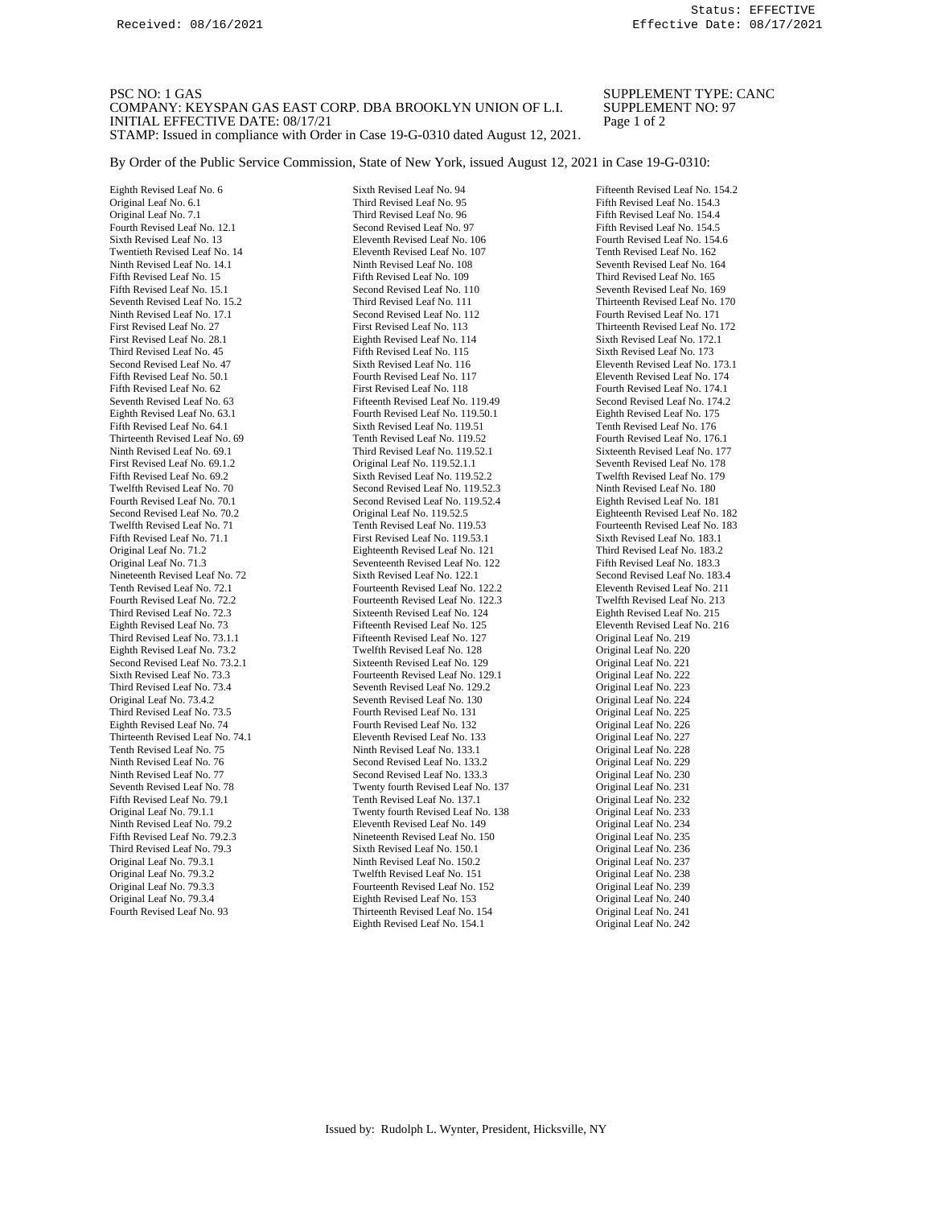Received: 08/16/2021

Status: EFFECTIVE
Effective Date: 08/17/2021

PSC NO: 1 GAS
COMPANY: KEYSPAN GAS EAST CORP. DBA BROOKLYN UNION OF L.I.
INITIAL EFFECTIVE DATE: 08/17/21
STAMP: Issued in compliance with Order in Case 19-G-0310 dated August 12, 2021.

SUPPLEMENT TYPE: CANC
SUPPLEMENT NO: 97

By Order of the Public Service Commission, State of New York, issued August 12, 2021 in Case 19-G-0310:

Eighth Revised Leaf No. 6
Original Leaf No. 6.1
Original Leaf No. 7.1
Fourth Revised Leaf No. 12.1
Sixth Revised Leaf No. 13
Twentieth Revised Leaf No. 14
Ninth Revised Leaf No. 14.1
Fifth Revised Leaf No. 15
Fifth Revised Leaf No. 15.1
Seventh Revised Leaf No. 15.2
Ninth Revised Leaf No. 17.1
First Revised Leaf No. 27
First Revised Leaf No. 28.1
Third Revised Leaf No. 45
Second Revised Leaf No. 47
Fifth Revised Leaf No. 50.1
Fifth Revised Leaf No. 62
Seventh Revised Leaf No. 63
Eighth Revised Leaf No. 63.1
Fifth Revised Leaf No. 64.1
Thirteenth Revised Leaf No. 69
Ninth Revised Leaf No. 69.1
First Revised Leaf No. 69.1.2
Fifth Revised Leaf No. 69.2
Twelfth Revised Leaf No. 70
Fourth Revised Leaf No. 70.1
Second Revised Leaf No. 70.2
Twelfth Revised Leaf No. 71
Fifth Revised Leaf No. 71.1
Original Leaf No. 71.2
Original Leaf No. 71.3
Nineteenth Revised Leaf No. 72
Tenth Revised Leaf No. 72.1
Fourth Revised Leaf No. 72.2
Third Revised Leaf No. 72.3
Eighth Revised Leaf No. 73
Third Revised Leaf No. 73.1.1
Eighth Revised Leaf No. 73.2
Second Revised Leaf No. 73.2.1
Sixth Revised Leaf No. 73.3
Third Revised Leaf No. 73.4
Original Leaf No. 73.4.2
Third Revised Leaf No. 73.5
Eighth Revised Leaf No. 74
Thirteenth Revised Leaf No. 74.1
Tenth Revised Leaf No. 75
Ninth Revised Leaf No. 76
Ninth Revised Leaf No. 77
Seventh Revised Leaf No. 78
Fifth Revised Leaf No. 79.1
Original Leaf No. 79.1.1
Ninth Revised Leaf No. 79.2
Fifth Revised Leaf No. 79.2.3
Third Revised Leaf No. 79.3
Original Leaf No. 79.3.1
Original Leaf No. 79.3.2
Original Leaf No. 79.3.3
Original Leaf No. 79.3.4
Fourth Revised Leaf No. 93
Sixth Revised Leaf No. 94
Third Revised Leaf No. 95
Third Revised Leaf No. 96
Second Revised Leaf No. 97
Eleventh Revised Leaf No. 106
Eleventh Revised Leaf No. 107
Ninth Revised Leaf No. 108
Fifth Revised Leaf No. 109
Second Revised Leaf No. 110
Third Revised Leaf No. 111
Second Revised Leaf No. 112
First Revised Leaf No. 113
Eighth Revised Leaf No. 114
Fifth Revised Leaf No. 115
Sixth Revised Leaf No. 116
Fourth Revised Leaf No. 117
First Revised Leaf No. 118
Fifteenth Revised Leaf No. 119.49
Fourth Revised Leaf No. 119.50.1
Sixth Revised Leaf No. 119.51
Tenth Revised Leaf No. 119.52
Third Revised Leaf No. 119.52.1
Original Leaf No. 119.52.1.1
Sixth Revised Leaf No. 119.52.2
Second Revised Leaf No. 119.52.3
Second Revised Leaf No. 119.52.4
Original Leaf No. 119.52.5
Tenth Revised Leaf No. 119.53
First Revised Leaf No. 119.53.1
Eighteenth Revised Leaf No. 121
Seventeenth Revised Leaf No. 122
Sixth Revised Leaf No. 122.1
Fourteenth Revised Leaf No. 122.2
Fourteenth Revised Leaf No. 122.3
Sixteenth Revised Leaf No. 124
Fifteenth Revised Leaf No. 125
Fifteenth Revised Leaf No. 127
Twelfth Revised Leaf No. 128
Sixteenth Revised Leaf No. 129
Fourteenth Revised Leaf No. 129.1
Seventh Revised Leaf No. 129.2
Seventh Revised Leaf No. 130
Fourth Revised Leaf No. 131
Fourth Revised Leaf No. 132
Eleventh Revised Leaf No. 133
Ninth Revised Leaf No. 133.1
Second Revised Leaf No. 133.2
Second Revised Leaf No. 133.3
Twenty fourth Revised Leaf No. 137
Tenth Revised Leaf No. 137.1
Twenty fourth Revised Leaf No. 138
Eleventh Revised Leaf No. 149
Nineteenth Revised Leaf No. 150
Sixth Revised Leaf No. 150.1
Ninth Revised Leaf No. 150.2
Twelfth Revised Leaf No. 151
Fourteenth Revised Leaf No. 152
Eighth Revised Leaf No. 153
Thirteenth Revised Leaf No. 154
Eighth Revised Leaf No. 154.1
Fifteenth Revised Leaf No. 154.2
Fifth Revised Leaf No. 154.3
Fifth Revised Leaf No. 154.4
Fifth Revised Leaf No. 154.5
Fourth Revised Leaf No. 154.6
Tenth Revised Leaf No. 162
Seventh Revised Leaf No. 164
Third Revised Leaf No. 165
Seventh Revised Leaf No. 169
Thirteenth Revised Leaf No. 170
Fourth Revised Leaf No. 171
Thirteenth Revised Leaf No. 172
Sixth Revised Leaf No. 172.1
Sixth Revised Leaf No. 173
Eleventh Revised Leaf No. 173.1
Eleventh Revised Leaf No. 174
Fourth Revised Leaf No. 174.1
Second Revised Leaf No. 174.2
Eighth Revised Leaf No. 175
Tenth Revised Leaf No. 176
Fourth Revised Leaf No. 176.1
Sixteenth Revised Leaf No. 177
Seventh Revised Leaf No. 178
Twelfth Revised Leaf No. 179
Ninth Revised Leaf No. 180
Eighth Revised Leaf No. 181
Eighteenth Revised Leaf No. 182
Fourteenth Revised Leaf No. 183
Sixth Revised Leaf No. 183.1
Third Revised Leaf No. 183.2
Fifth Revised Leaf No. 183.3
Second Revised Leaf No. 183.4
Eleventh Revised Leaf No. 211
Twelfth Revised Leaf No. 213
Eighth Revised Leaf No. 215
Eleventh Revised Leaf No. 216
Original Leaf No. 219
Original Leaf No. 220
Original Leaf No. 221
Original Leaf No. 222
Original Leaf No. 223
Original Leaf No. 224
Original Leaf No. 225
Original Leaf No. 226
Original Leaf No. 227
Original Leaf No. 228
Original Leaf No. 229
Original Leaf No. 230
Original Leaf No. 231
Original Leaf No. 232
Original Leaf No. 233
Original Leaf No. 234
Original Leaf No. 235
Original Leaf No. 236
Original Leaf No. 237
Original Leaf No. 238
Original Leaf No. 239
Original Leaf No. 240
Original Leaf No. 241
Original Leaf No. 242

Issued by: Rudolph L. Wynter, President, Hicksville, NY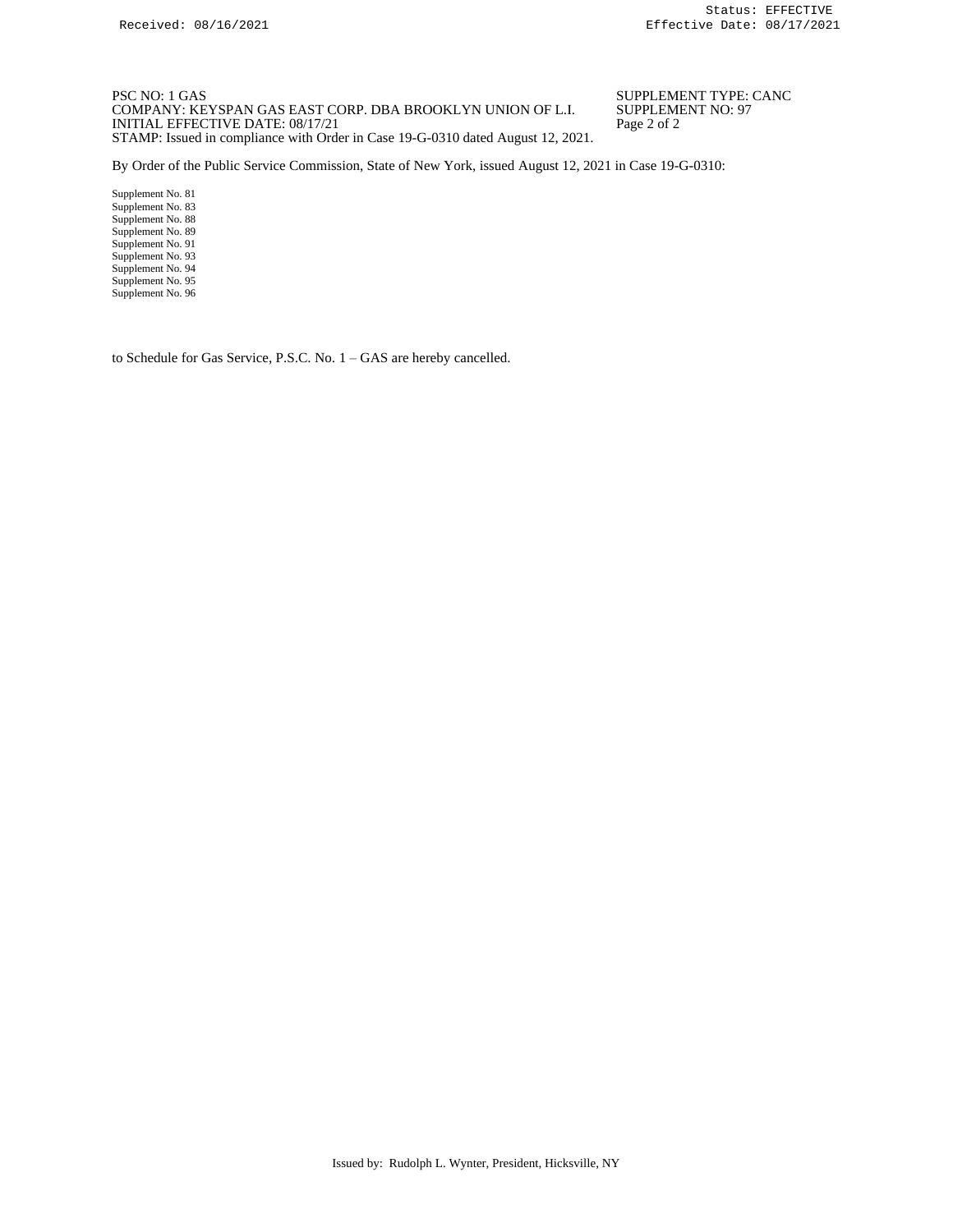PSC NO: 1 GAS
COMPANY: KEYSPAN GAS EAST CORP. DBA BROOKLYN UNION OF L.I.
INITIAL EFFECTIVE DATE: 08/17/21
STAMP: Issued in compliance with Order in Case 19-G-0310 dated August 12, 2021.

SUPPLEMENT TYPE: CANC
SUPPLEMENT NO: 97

By Order of the Public Service Commission, State of New York, issued August 12, 2021 in Case 19-G-0310:

Supplement No. 81
Supplement No. 83
Supplement No. 88
Supplement No. 89
Supplement No. 91
Supplement No. 93
Supplement No. 94
Supplement No. 95
Supplement No. 96

to Schedule for Gas Service, P.S.C. No. 1 – GAS are hereby cancelled.

Issued by: Rudolph L. Wynter, President, Hicksville, NY